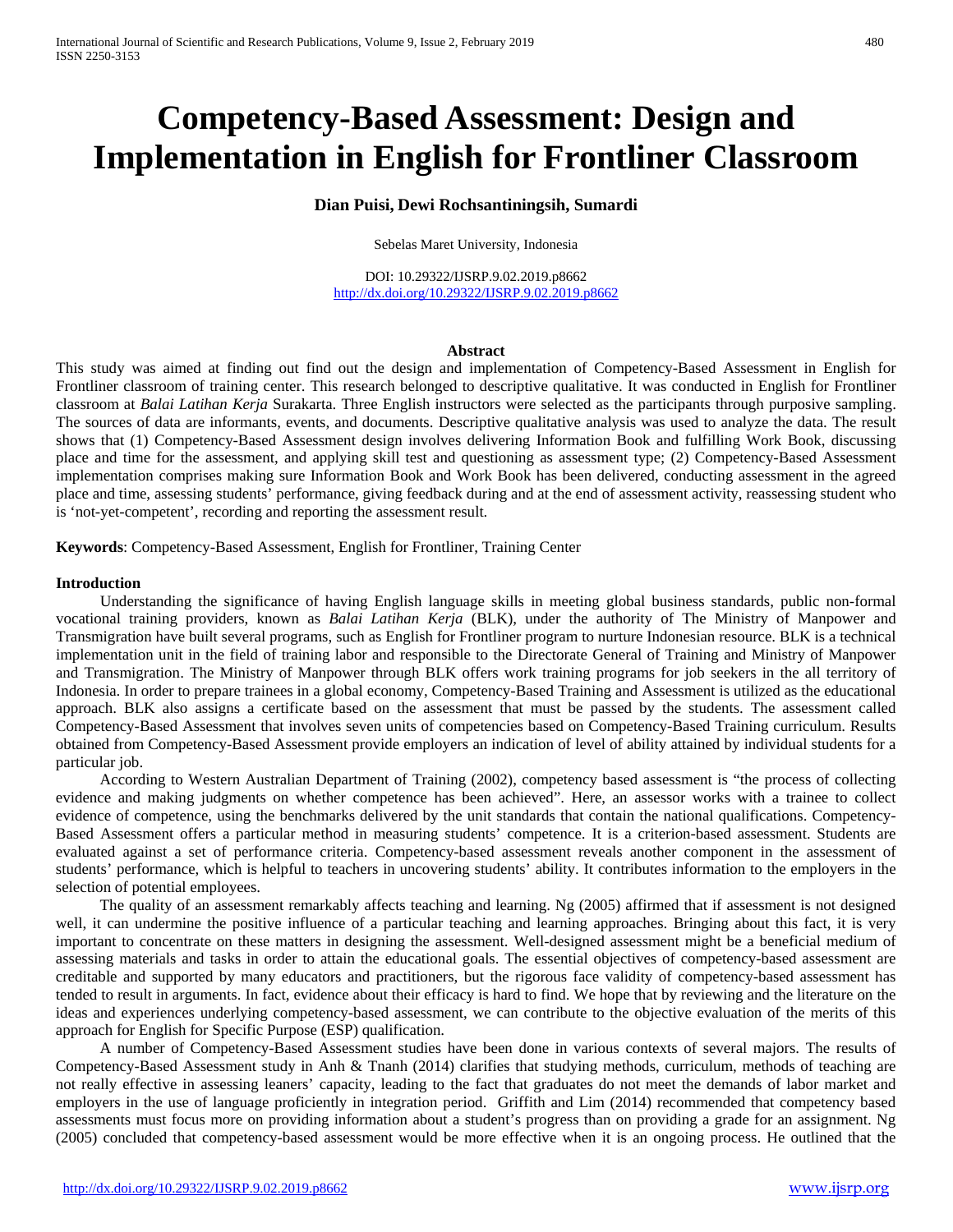# Competency-Based Assessment: Design and Implementation in English for Frontliner Classroom

**Dian Puisi, Dewi Rochsantiningsih, Sumardi**

Sebelas Maret University, Indonesia

DOI: 10.29322/IJSRP.9.02.2019.p8662
http://dx.doi.org/10.29322/IJSRP.9.02.2019.p8662

## Abstract

This study was aimed at finding out find out the design and implementation of Competency-Based Assessment in English for Frontliner classroom of training center. This research belonged to descriptive qualitative. It was conducted in English for Frontliner classroom at *Balai Latihan Kerja* Surakarta. Three English instructors were selected as the participants through purposive sampling. The sources of data are informants, events, and documents. Descriptive qualitative analysis was used to analyze the data. The result shows that (1) Competency-Based Assessment design involves delivering Information Book and fulfilling Work Book, discussing place and time for the assessment, and applying skill test and questioning as assessment type; (2) Competency-Based Assessment implementation comprises making sure Information Book and Work Book has been delivered, conducting assessment in the agreed place and time, assessing students' performance, giving feedback during and at the end of assessment activity, reassessing student who is 'not-yet-competent', recording and reporting the assessment result.

**Keywords**: Competency-Based Assessment, English for Frontliner, Training Center

## Introduction

Understanding the significance of having English language skills in meeting global business standards, public non-formal vocational training providers, known as *Balai Latihan Kerja* (BLK), under the authority of The Ministry of Manpower and Transmigration have built several programs, such as English for Frontliner program to nurture Indonesian resource. BLK is a technical implementation unit in the field of training labor and responsible to the Directorate General of Training and Ministry of Manpower and Transmigration. The Ministry of Manpower through BLK offers work training programs for job seekers in the all territory of Indonesia. In order to prepare trainees in a global economy, Competency-Based Training and Assessment is utilized as the educational approach. BLK also assigns a certificate based on the assessment that must be passed by the students. The assessment called Competency-Based Assessment that involves seven units of competencies based on Competency-Based Training curriculum. Results obtained from Competency-Based Assessment provide employers an indication of level of ability attained by individual students for a particular job.

According to Western Australian Department of Training (2002), competency based assessment is "the process of collecting evidence and making judgments on whether competence has been achieved". Here, an assessor works with a trainee to collect evidence of competence, using the benchmarks delivered by the unit standards that contain the national qualifications. Competency-Based Assessment offers a particular method in measuring students' competence. It is a criterion-based assessment. Students are evaluated against a set of performance criteria. Competency-based assessment reveals another component in the assessment of students' performance, which is helpful to teachers in uncovering students' ability. It contributes information to the employers in the selection of potential employees.

The quality of an assessment remarkably affects teaching and learning. Ng (2005) affirmed that if assessment is not designed well, it can undermine the positive influence of a particular teaching and learning approaches. Bringing about this fact, it is very important to concentrate on these matters in designing the assessment. Well-designed assessment might be a beneficial medium of assessing materials and tasks in order to attain the educational goals. The essential objectives of competency-based assessment are creditable and supported by many educators and practitioners, but the rigorous face validity of competency-based assessment has tended to result in arguments. In fact, evidence about their efficacy is hard to find. We hope that by reviewing and the literature on the ideas and experiences underlying competency-based assessment, we can contribute to the objective evaluation of the merits of this approach for English for Specific Purpose (ESP) qualification.

A number of Competency-Based Assessment studies have been done in various contexts of several majors. The results of Competency-Based Assessment study in Anh & Tnanh (2014) clarifies that studying methods, curriculum, methods of teaching are not really effective in assessing leaners' capacity, leading to the fact that graduates do not meet the demands of labor market and employers in the use of language proficiently in integration period. Griffith and Lim (2014) recommended that competency based assessments must focus more on providing information about a student's progress than on providing a grade for an assignment. Ng (2005) concluded that competency-based assessment would be more effective when it is an ongoing process. He outlined that the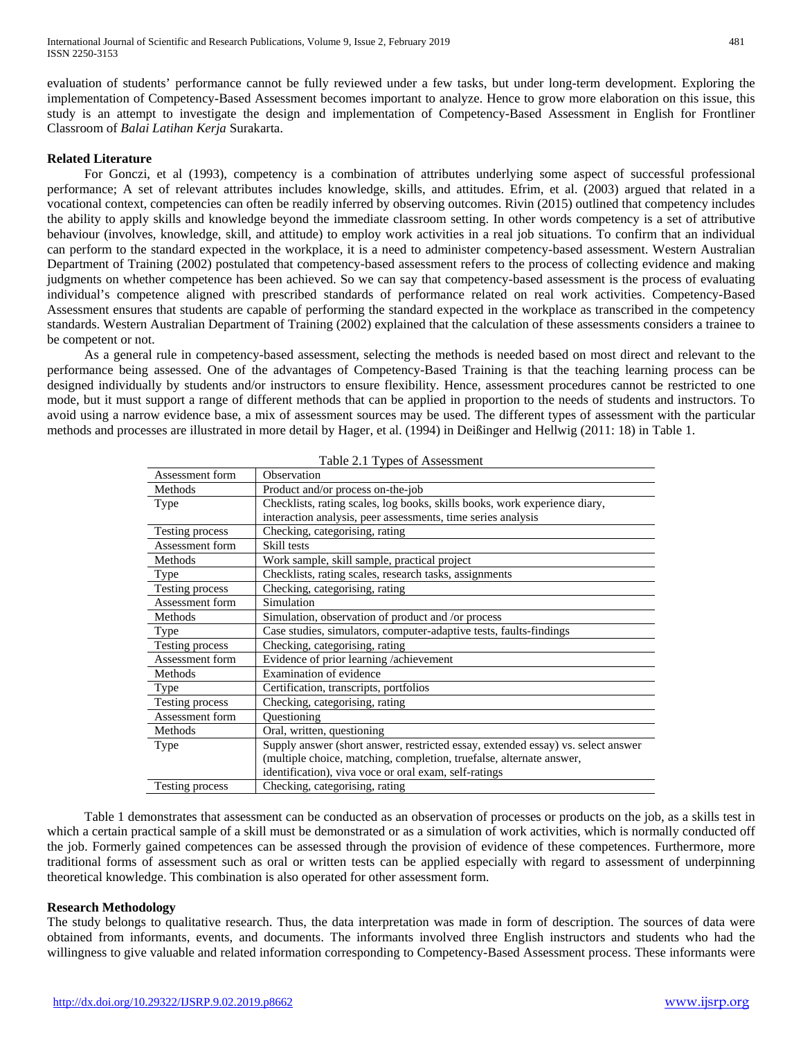evaluation of students' performance cannot be fully reviewed under a few tasks, but under long-term development. Exploring the implementation of Competency-Based Assessment becomes important to analyze. Hence to grow more elaboration on this issue, this study is an attempt to investigate the design and implementation of Competency-Based Assessment in English for Frontliner Classroom of *Balai Latihan Kerja* Surakarta.

## Related Literature

For Gonczi, et al (1993), competency is a combination of attributes underlying some aspect of successful professional performance; A set of relevant attributes includes knowledge, skills, and attitudes. Efrim, et al. (2003) argued that related in a vocational context, competencies can often be readily inferred by observing outcomes. Rivin (2015) outlined that competency includes the ability to apply skills and knowledge beyond the immediate classroom setting. In other words competency is a set of attributive behaviour (involves, knowledge, skill, and attitude) to employ work activities in a real job situations. To confirm that an individual can perform to the standard expected in the workplace, it is a need to administer competency-based assessment. Western Australian Department of Training (2002) postulated that competency-based assessment refers to the process of collecting evidence and making judgments on whether competence has been achieved. So we can say that competency-based assessment is the process of evaluating individual's competence aligned with prescribed standards of performance related on real work activities. Competency-Based Assessment ensures that students are capable of performing the standard expected in the workplace as transcribed in the competency standards. Western Australian Department of Training (2002) explained that the calculation of these assessments considers a trainee to be competent or not.

As a general rule in competency-based assessment, selecting the methods is needed based on most direct and relevant to the performance being assessed. One of the advantages of Competency-Based Training is that the teaching learning process can be designed individually by students and/or instructors to ensure flexibility. Hence, assessment procedures cannot be restricted to one mode, but it must support a range of different methods that can be applied in proportion to the needs of students and instructors. To avoid using a narrow evidence base, a mix of assessment sources may be used. The different types of assessment with the particular methods and processes are illustrated in more detail by Hager, et al. (1994) in Deißinger and Hellwig (2011: 18) in Table 1.

Table 2.1 Types of Assessment

| Assessment form | Observation |
|---|---|
| Methods | Product and/or process on-the-job |
| Type | Checklists, rating scales, log books, skills books, work experience diary, interaction analysis, peer assessments, time series analysis |
| Testing process | Checking, categorising, rating |
| Assessment form | Skill tests |
| Methods | Work sample, skill sample, practical project |
| Type | Checklists, rating scales, research tasks, assignments |
| Testing process | Checking, categorising, rating |
| Assessment form | Simulation |
| Methods | Simulation, observation of product and /or process |
| Type | Case studies, simulators, computer-adaptive tests, faults-findings |
| Testing process | Checking, categorising, rating |
| Assessment form | Evidence of prior learning /achievement |
| Methods | Examination of evidence |
| Type | Certification, transcripts, portfolios |
| Testing process | Checking, categorising, rating |
| Assessment form | Questioning |
| Methods | Oral, written, questioning |
| Type | Supply answer (short answer, restricted essay, extended essay) vs. select answer (multiple choice, matching, completion, truefalse, alternate answer, identification), viva voce or oral exam, self-ratings |
| Testing process | Checking, categorising, rating |

Table 1 demonstrates that assessment can be conducted as an observation of processes or products on the job, as a skills test in which a certain practical sample of a skill must be demonstrated or as a simulation of work activities, which is normally conducted off the job. Formerly gained competences can be assessed through the provision of evidence of these competences. Furthermore, more traditional forms of assessment such as oral or written tests can be applied especially with regard to assessment of underpinning theoretical knowledge. This combination is also operated for other assessment form.

## Research Methodology

The study belongs to qualitative research. Thus, the data interpretation was made in form of description. The sources of data were obtained from informants, events, and documents. The informants involved three English instructors and students who had the willingness to give valuable and related information corresponding to Competency-Based Assessment process. These informants were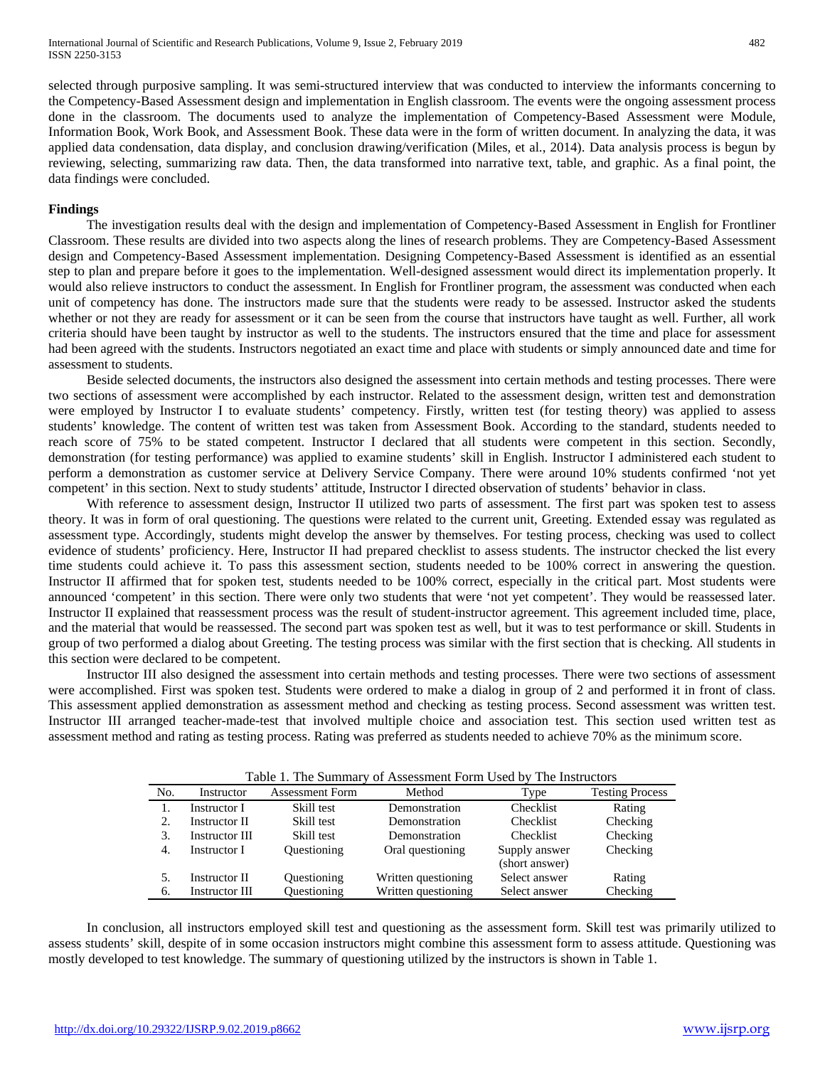selected through purposive sampling. It was semi-structured interview that was conducted to interview the informants concerning to the Competency-Based Assessment design and implementation in English classroom. The events were the ongoing assessment process done in the classroom. The documents used to analyze the implementation of Competency-Based Assessment were Module, Information Book, Work Book, and Assessment Book. These data were in the form of written document. In analyzing the data, it was applied data condensation, data display, and conclusion drawing/verification (Miles, et al., 2014). Data analysis process is begun by reviewing, selecting, summarizing raw data. Then, the data transformed into narrative text, table, and graphic. As a final point, the data findings were concluded.

### Findings

The investigation results deal with the design and implementation of Competency-Based Assessment in English for Frontliner Classroom. These results are divided into two aspects along the lines of research problems. They are Competency-Based Assessment design and Competency-Based Assessment implementation. Designing Competency-Based Assessment is identified as an essential step to plan and prepare before it goes to the implementation. Well-designed assessment would direct its implementation properly. It would also relieve instructors to conduct the assessment. In English for Frontliner program, the assessment was conducted when each unit of competency has done. The instructors made sure that the students were ready to be assessed. Instructor asked the students whether or not they are ready for assessment or it can be seen from the course that instructors have taught as well. Further, all work criteria should have been taught by instructor as well to the students. The instructors ensured that the time and place for assessment had been agreed with the students. Instructors negotiated an exact time and place with students or simply announced date and time for assessment to students.

Beside selected documents, the instructors also designed the assessment into certain methods and testing processes. There were two sections of assessment were accomplished by each instructor. Related to the assessment design, written test and demonstration were employed by Instructor I to evaluate students' competency. Firstly, written test (for testing theory) was applied to assess students' knowledge. The content of written test was taken from Assessment Book. According to the standard, students needed to reach score of 75% to be stated competent. Instructor I declared that all students were competent in this section. Secondly, demonstration (for testing performance) was applied to examine students' skill in English. Instructor I administered each student to perform a demonstration as customer service at Delivery Service Company. There were around 10% students confirmed 'not yet competent' in this section. Next to study students' attitude, Instructor I directed observation of students' behavior in class.

With reference to assessment design, Instructor II utilized two parts of assessment. The first part was spoken test to assess theory. It was in form of oral questioning. The questions were related to the current unit, Greeting. Extended essay was regulated as assessment type. Accordingly, students might develop the answer by themselves. For testing process, checking was used to collect evidence of students' proficiency. Here, Instructor II had prepared checklist to assess students. The instructor checked the list every time students could achieve it. To pass this assessment section, students needed to be 100% correct in answering the question. Instructor II affirmed that for spoken test, students needed to be 100% correct, especially in the critical part. Most students were announced 'competent' in this section. There were only two students that were 'not yet competent'. They would be reassessed later. Instructor II explained that reassessment process was the result of student-instructor agreement. This agreement included time, place, and the material that would be reassessed. The second part was spoken test as well, but it was to test performance or skill. Students in group of two performed a dialog about Greeting. The testing process was similar with the first section that is checking. All students in this section were declared to be competent.

Instructor III also designed the assessment into certain methods and testing processes. There were two sections of assessment were accomplished. First was spoken test. Students were ordered to make a dialog in group of 2 and performed it in front of class. This assessment applied demonstration as assessment method and checking as testing process. Second assessment was written test. Instructor III arranged teacher-made-test that involved multiple choice and association test. This section used written test as assessment method and rating as testing process. Rating was preferred as students needed to achieve 70% as the minimum score.

Table 1. The Summary of Assessment Form Used by The Instructors

| No. | Instructor | Assessment Form | Method | Type | Testing Process |
|---|---|---|---|---|---|
| 1. | Instructor I | Skill test | Demonstration | Checklist | Rating |
| 2. | Instructor II | Skill test | Demonstration | Checklist | Checking |
| 3. | Instructor III | Skill test | Demonstration | Checklist | Checking |
| 4. | Instructor I | Questioning | Oral questioning | Supply answer (short answer) | Checking |
| 5. | Instructor II | Questioning | Written questioning | Select answer | Rating |
| 6. | Instructor III | Questioning | Written questioning | Select answer | Checking |

In conclusion, all instructors employed skill test and questioning as the assessment form. Skill test was primarily utilized to assess students' skill, despite of in some occasion instructors might combine this assessment form to assess attitude. Questioning was mostly developed to test knowledge. The summary of questioning utilized by the instructors is shown in Table 1.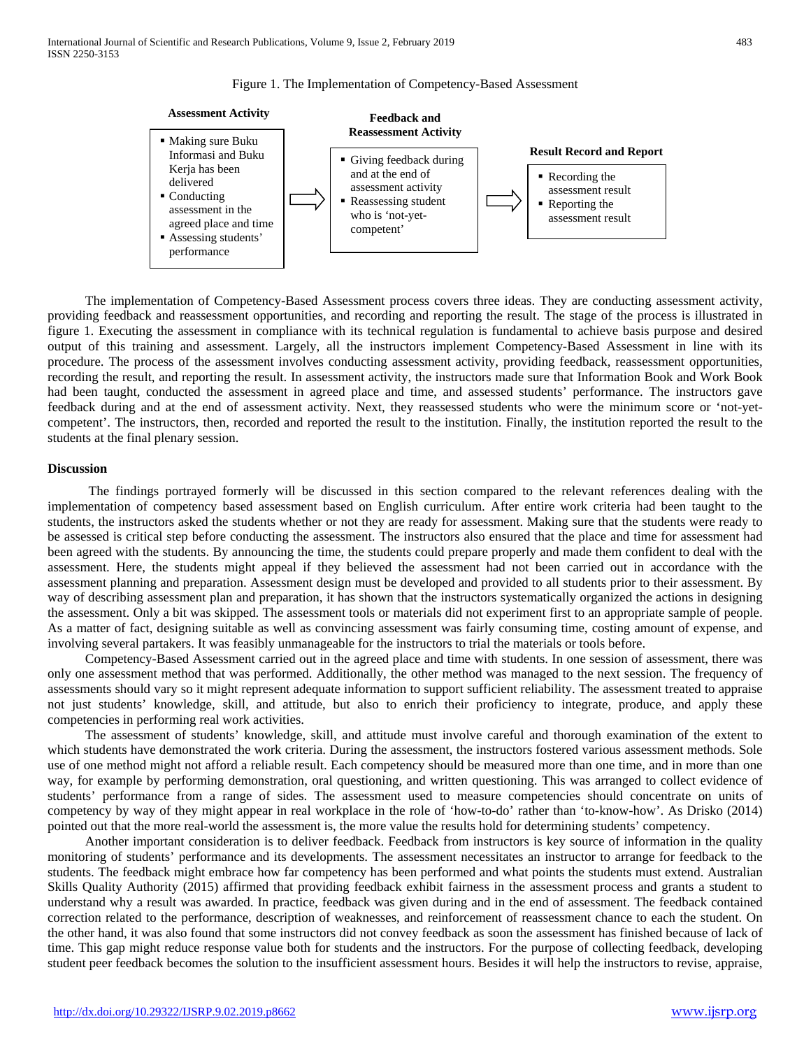Figure 1. The Implementation of Competency-Based Assessment

**Assessment Activity**

- Making sure Buku Informasi and Buku Kerja has been delivered
- Conducting assessment in the agreed place and time
- Assessing students' performance

⇨

**Feedback and Reassessment Activity**

- Giving feedback during and at the end of assessment activity
- Reassessing student who is 'not-yet-competent'

⇨

**Result Record and Report**

- Recording the assessment result
- Reporting the assessment result

The implementation of Competency-Based Assessment process covers three ideas. They are conducting assessment activity, providing feedback and reassessment opportunities, and recording and reporting the result. The stage of the process is illustrated in figure 1. Executing the assessment in compliance with its technical regulation is fundamental to achieve basis purpose and desired output of this training and assessment. Largely, all the instructors implement Competency-Based Assessment in line with its procedure. The process of the assessment involves conducting assessment activity, providing feedback, reassessment opportunities, recording the result, and reporting the result. In assessment activity, the instructors made sure that Information Book and Work Book had been taught, conducted the assessment in agreed place and time, and assessed students' performance. The instructors gave feedback during and at the end of assessment activity. Next, they reassessed students who were the minimum score or 'not-yet-competent'. The instructors, then, recorded and reported the result to the institution. Finally, the institution reported the result to the students at the final plenary session.

## Discussion

The findings portrayed formerly will be discussed in this section compared to the relevant references dealing with the implementation of competency based assessment based on English curriculum. After entire work criteria had been taught to the students, the instructors asked the students whether or not they are ready for assessment. Making sure that the students were ready to be assessed is critical step before conducting the assessment. The instructors also ensured that the place and time for assessment had been agreed with the students. By announcing the time, the students could prepare properly and made them confident to deal with the assessment. Here, the students might appeal if they believed the assessment had not been carried out in accordance with the assessment planning and preparation. Assessment design must be developed and provided to all students prior to their assessment. By way of describing assessment plan and preparation, it has shown that the instructors systematically organized the actions in designing the assessment. Only a bit was skipped. The assessment tools or materials did not experiment first to an appropriate sample of people. As a matter of fact, designing suitable as well as convincing assessment was fairly consuming time, costing amount of expense, and involving several partakers. It was feasibly unmanageable for the instructors to trial the materials or tools before.

Competency-Based Assessment carried out in the agreed place and time with students. In one session of assessment, there was only one assessment method that was performed. Additionally, the other method was managed to the next session. The frequency of assessments should vary so it might represent adequate information to support sufficient reliability. The assessment treated to appraise not just students' knowledge, skill, and attitude, but also to enrich their proficiency to integrate, produce, and apply these competencies in performing real work activities.

The assessment of students' knowledge, skill, and attitude must involve careful and thorough examination of the extent to which students have demonstrated the work criteria. During the assessment, the instructors fostered various assessment methods. Sole use of one method might not afford a reliable result. Each competency should be measured more than one time, and in more than one way, for example by performing demonstration, oral questioning, and written questioning. This was arranged to collect evidence of students' performance from a range of sides. The assessment used to measure competencies should concentrate on units of competency by way of they might appear in real workplace in the role of 'how-to-do' rather than 'to-know-how'. As Drisko (2014) pointed out that the more real-world the assessment is, the more value the results hold for determining students' competency.

Another important consideration is to deliver feedback. Feedback from instructors is key source of information in the quality monitoring of students' performance and its developments. The assessment necessitates an instructor to arrange for feedback to the students. The feedback might embrace how far competency has been performed and what points the students must extend. Australian Skills Quality Authority (2015) affirmed that providing feedback exhibit fairness in the assessment process and grants a student to understand why a result was awarded. In practice, feedback was given during and in the end of assessment. The feedback contained correction related to the performance, description of weaknesses, and reinforcement of reassessment chance to each the student. On the other hand, it was also found that some instructors did not convey feedback as soon the assessment has finished because of lack of time. This gap might reduce response value both for students and the instructors. For the purpose of collecting feedback, developing student peer feedback becomes the solution to the insufficient assessment hours. Besides it will help the instructors to revise, appraise,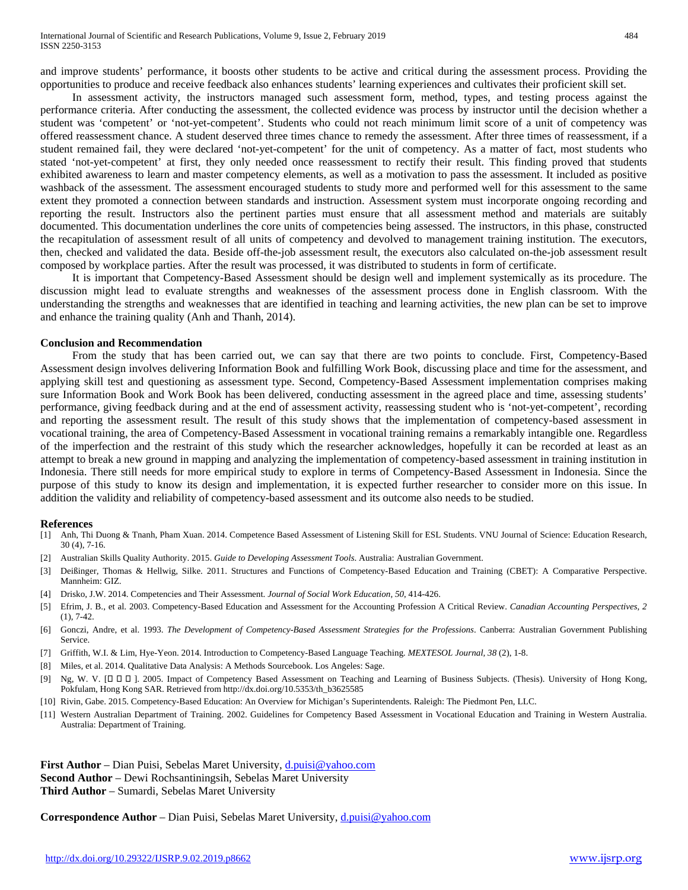and improve students' performance, it boosts other students to be active and critical during the assessment process. Providing the opportunities to produce and receive feedback also enhances students' learning experiences and cultivates their proficient skill set.

In assessment activity, the instructors managed such assessment form, method, types, and testing process against the performance criteria. After conducting the assessment, the collected evidence was process by instructor until the decision whether a student was 'competent' or 'not-yet-competent'. Students who could not reach minimum limit score of a unit of competency was offered reassessment chance. A student deserved three times chance to remedy the assessment. After three times of reassessment, if a student remained fail, they were declared 'not-yet-competent' for the unit of competency. As a matter of fact, most students who stated 'not-yet-competent' at first, they only needed once reassessment to rectify their result. This finding proved that students exhibited awareness to learn and master competency elements, as well as a motivation to pass the assessment. It included as positive washback of the assessment. The assessment encouraged students to study more and performed well for this assessment to the same extent they promoted a connection between standards and instruction. Assessment system must incorporate ongoing recording and reporting the result. Instructors also the pertinent parties must ensure that all assessment method and materials are suitably documented. This documentation underlines the core units of competencies being assessed. The instructors, in this phase, constructed the recapitulation of assessment result of all units of competency and devolved to management training institution. The executors, then, checked and validated the data. Beside off-the-job assessment result, the executors also calculated on-the-job assessment result composed by workplace parties. After the result was processed, it was distributed to students in form of certificate.

It is important that Competency-Based Assessment should be design well and implement systemically as its procedure. The discussion might lead to evaluate strengths and weaknesses of the assessment process done in English classroom. With the understanding the strengths and weaknesses that are identified in teaching and learning activities, the new plan can be set to improve and enhance the training quality (Anh and Thanh, 2014).

## Conclusion and Recommendation

From the study that has been carried out, we can say that there are two points to conclude. First, Competency-Based Assessment design involves delivering Information Book and fulfilling Work Book, discussing place and time for the assessment, and applying skill test and questioning as assessment type. Second, Competency-Based Assessment implementation comprises making sure Information Book and Work Book has been delivered, conducting assessment in the agreed place and time, assessing students' performance, giving feedback during and at the end of assessment activity, reassessing student who is 'not-yet-competent', recording and reporting the assessment result. The result of this study shows that the implementation of competency-based assessment in vocational training, the area of Competency-Based Assessment in vocational training remains a remarkably intangible one. Regardless of the imperfection and the restraint of this study which the researcher acknowledges, hopefully it can be recorded at least as an attempt to break a new ground in mapping and analyzing the implementation of competency-based assessment in training institution in Indonesia. There still needs for more empirical study to explore in terms of Competency-Based Assessment in Indonesia. Since the purpose of this study to know its design and implementation, it is expected further researcher to consider more on this issue. In addition the validity and reliability of competency-based assessment and its outcome also needs to be studied.

## References

[1] Anh, Thi Duong & Tnanh, Pham Xuan. 2014. Competence Based Assessment of Listening Skill for ESL Students. VNU Journal of Science: Education Research, 30 (4), 7-16.

[2] Australian Skills Quality Authority. 2015. *Guide to Developing Assessment Tools*. Australia: Australian Government.

[3] Deißinger, Thomas & Hellwig, Silke. 2011. Structures and Functions of Competency-Based Education and Training (CBET): A Comparative Perspective. Mannheim: GIZ.

[4] Drisko, J.W. 2014. Competencies and Their Assessment. *Journal of Social Work Education, 50*, 414-426.

[5] Efrim, J. B., et al. 2003. Competency-Based Education and Assessment for the Accounting Profession A Critical Review. *Canadian Accounting Perspectives, 2* (1), 7-42.

[6] Gonczi, Andre, et al. 1993. *The Development of Competency-Based Assessment Strategies for the Professions*. Canberra: Australian Government Publishing Service.

[7] Griffith, W.I. & Lim, Hye-Yeon. 2014. Introduction to Competency-Based Language Teaching. *MEXTESOL Journal, 38* (2), 1-8.

[8] Miles, et al. 2014. Qualitative Data Analysis: A Methods Sourcebook. Los Angeles: Sage.

[9] Ng, W. V. [□ □ □]. 2005. Impact of Competency Based Assessment on Teaching and Learning of Business Subjects. (Thesis). University of Hong Kong, Pokfulam, Hong Kong SAR. Retrieved from http://dx.doi.org/10.5353/th_b3625585

[10] Rivin, Gabe. 2015. Competency-Based Education: An Overview for Michigan's Superintendents. Raleigh: The Piedmont Pen, LLC.

[11] Western Australian Department of Training. 2002. Guidelines for Competency Based Assessment in Vocational Education and Training in Western Australia. Australia: Department of Training.

**First Author** – Dian Puisi, Sebelas Maret University, d.puisi@yahoo.com
**Second Author** – Dewi Rochsantiningsih, Sebelas Maret University
**Third Author** – Sumardi, Sebelas Maret University

**Correspondence Author** – Dian Puisi, Sebelas Maret University, d.puisi@yahoo.com